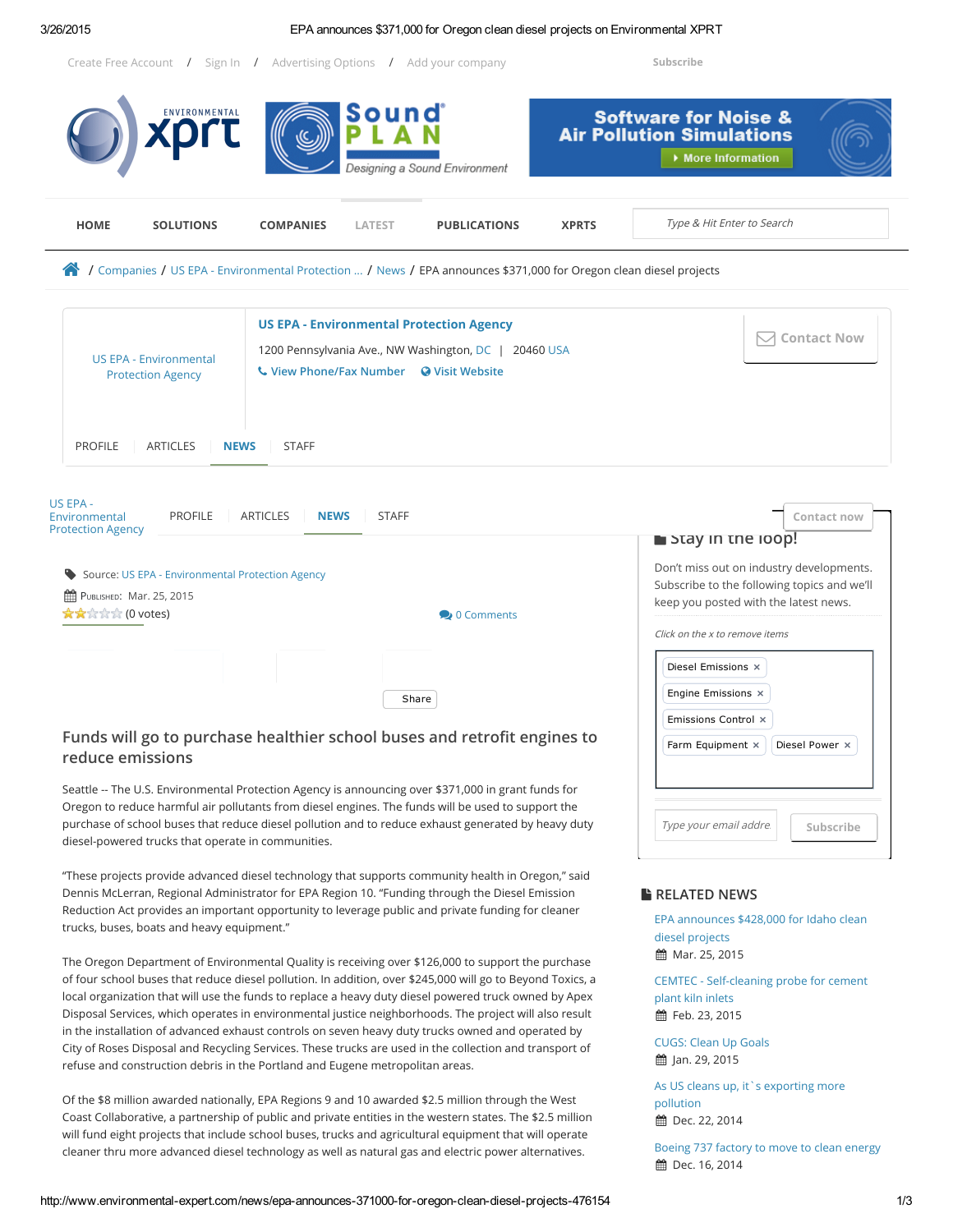Create Free Account / Sign In / Advertising Options / Add your company

Subscribe

Software for Noise & Air Pollution Simulations

More Information

HOME SOLUTIONS COMPANIES LATEST PUBLICATIONS XPRTS

/ Companies / US EPA - Environmental Protection ... / News / EPA announces $371,000 for Oregon clean diesel projects

**US EPA - Environmental Protection Agency**

1200 Pennsylvania Ave., NW Washington, DC | 20460 USA

View Phone/Fax Number · Visit Website

Contact Now

PROFILE ARTICLES NEWS STAFF

Source: US EPA - Environmental Protection Agency

Published: Mar. 25, 2015

(0 votes)

0 Comments

Share

## Funds will go to purchase healthier school buses and retrofit engines to reduce emissions

Seattle -- The U.S. Environmental Protection Agency is announcing over $371,000 in grant funds for Oregon to reduce harmful air pollutants from diesel engines. The funds will be used to support the purchase of school buses that reduce diesel pollution and to reduce exhaust generated by heavy duty diesel-powered trucks that operate in communities.

“These projects provide advanced diesel technology that supports community health in Oregon,” said Dennis McLerran, Regional Administrator for EPA Region 10. “Funding through the Diesel Emission Reduction Act provides an important opportunity to leverage public and private funding for cleaner trucks, buses, boats and heavy equipment.”

The Oregon Department of Environmental Quality is receiving over $126,000 to support the purchase of four school buses that reduce diesel pollution. In addition, over $245,000 will go to Beyond Toxics, a local organization that will use the funds to replace a heavy duty diesel powered truck owned by Apex Disposal Services, which operates in environmental justice neighborhoods. The project will also result in the installation of advanced exhaust controls on seven heavy duty trucks owned and operated by City of Roses Disposal and Recycling Services. These trucks are used in the collection and transport of refuse and construction debris in the Portland and Eugene metropolitan areas.

Of the $8 million awarded nationally, EPA Regions 9 and 10 awarded $2.5 million through the West Coast Collaborative, a partnership of public and private entities in the western states. The $2.5 million will fund eight projects that include school buses, trucks and agricultural equipment that will operate cleaner thru more advanced diesel technology as well as natural gas and electric power alternatives.

### Stay in the loop!

Don’t miss out on industry developments. Subscribe to the following topics and we’ll keep you posted with the latest news.

*Click on the x to remove items*

Diesel Emissions × · Engine Emissions × · Emissions Control × · Farm Equipment × · Diesel Power ×

Subscribe

### RELATED NEWS

- EPA announces $428,000 for Idaho clean diesel projects — Mar. 25, 2015
- CEMTEC - Self-cleaning probe for cement plant kiln inlets — Feb. 23, 2015
- CUGS: Clean Up Goals — Jan. 29, 2015
- As US cleans up, it`s exporting more pollution — Dec. 22, 2014
- Boeing 737 factory to move to clean energy — Dec. 16, 2014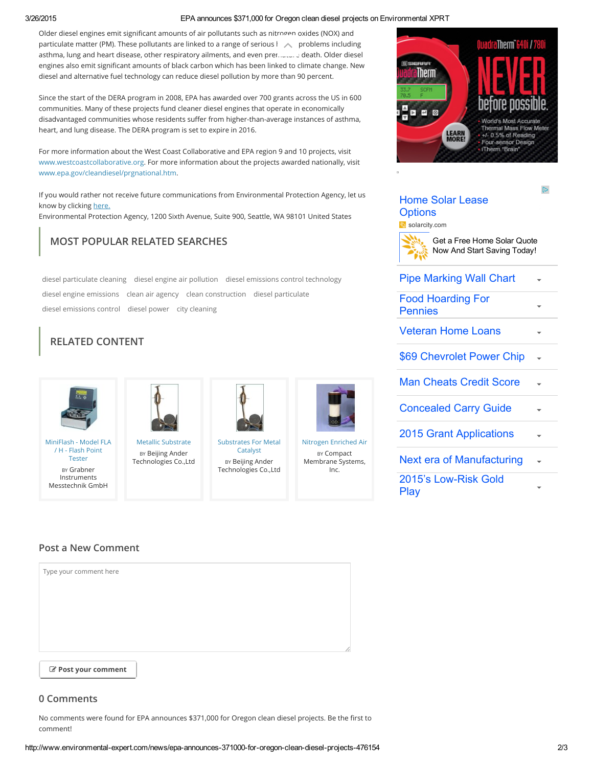Older diesel engines emit significant amounts of air pollutants such as nitrogen oxides (NOX) and particulate matter (PM). These pollutants are linked to a range of serious health problems including asthma, lung and heart disease, other respiratory ailments, and even premature death. Older diesel engines also emit significant amounts of black carbon which has been linked to climate change. New diesel and alternative fuel technology can reduce diesel pollution by more than 90 percent.

Since the start of the DERA program in 2008, EPA has awarded over 700 grants across the US in 600 communities. Many of these projects fund cleaner diesel engines that operate in economically disadvantaged communities whose residents suffer from higher-than-average instances of asthma, heart, and lung disease. The DERA program is set to expire in 2016.

For more information about the West Coast Collaborative and EPA region 9 and 10 projects, visit www.westcoastcollaborative.org. For more information about the projects awarded nationally, visit www.epa.gov/cleandiesel/prgnational.htm.

If you would rather not receive future communications from Environmental Protection Agency, let us know by clicking here.
Environmental Protection Agency, 1200 Sixth Avenue, Suite 900, Seattle, WA 98101 United States

## MOST POPULAR RELATED SEARCHES

diesel particulate cleaning · diesel engine air pollution · diesel emissions control technology · diesel engine emissions · clean air agency · clean construction · diesel particulate · diesel emissions control · diesel power · city cleaning

## RELATED CONTENT

MiniFlash - Model FLA / H - Flash Point Tester
BY Grabner Instruments Messtechnik GmbH

Metallic Substrate
BY Beijing Ander Technologies Co.,Ltd

Substrates For Metal Catalyst
BY Beijing Ander Technologies Co.,Ltd

Nitrogen Enriched Air
BY Compact Membrane Systems, Inc.

### Post a New Comment

Type your comment here

Post your comment

### 0 Comments

No comments were found for EPA announces $371,000 for Oregon clean diesel projects. Be the first to comment!